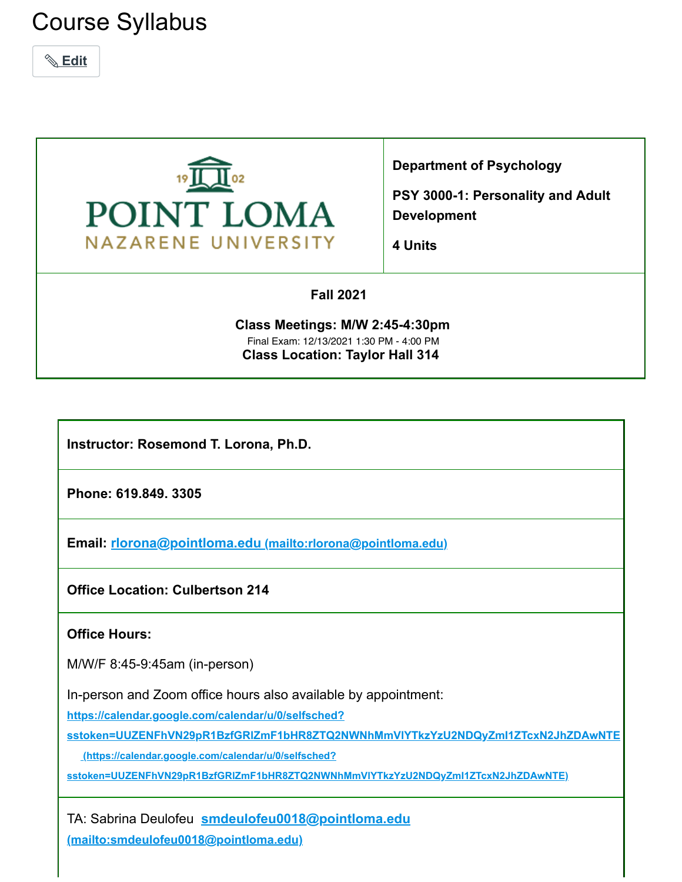# Course Syllabus

✎ Edit

| POINT LOMA NAZARENE UNIVERSITY 1902 | **Department of Psychology**<br><br>**PSY 3000-1: Personality and Adult Development**<br><br>**4 Units** |
|---|---|
| **Fall 2021**<br><br>**Class Meetings: M/W 2:45-4:30pm**<br>Final Exam: 12/13/2021 1:30 PM - 4:00 PM<br>**Class Location: Taylor Hall 314** | |

| **Instructor: Rosemond T. Lorona, Ph.D.** |
|---|
| **Phone: 619.849. 3305** |
| **Email: rlorona@pointloma.edu (mailto:rlorona@pointloma.edu)** |
| **Office Location: Culbertson 214** |
| **Office Hours:**<br><br>M/W/F 8:45-9:45am (in-person)<br><br>In-person and Zoom office hours also available by appointment: https://calendar.google.com/calendar/u/0/selfsched?sstoken=UUZENFhVN29pR1BzfGRlZmF1bHR8ZTQ2NWNhMmVlYTkzYzU2NDQyZmI1ZTcxN2JhZDAwNTE (https://calendar.google.com/calendar/u/0/selfsched?sstoken=UUZENFhVN29pR1BzfGRlZmF1bHR8ZTQ2NWNhMmVlYTkzYzU2NDQyZmI1ZTcxN2JhZDAwNTE) |
| TA: Sabrina Deulofeu smdeulofeu0018@pointloma.edu (mailto:smdeulofeu0018@pointloma.edu) |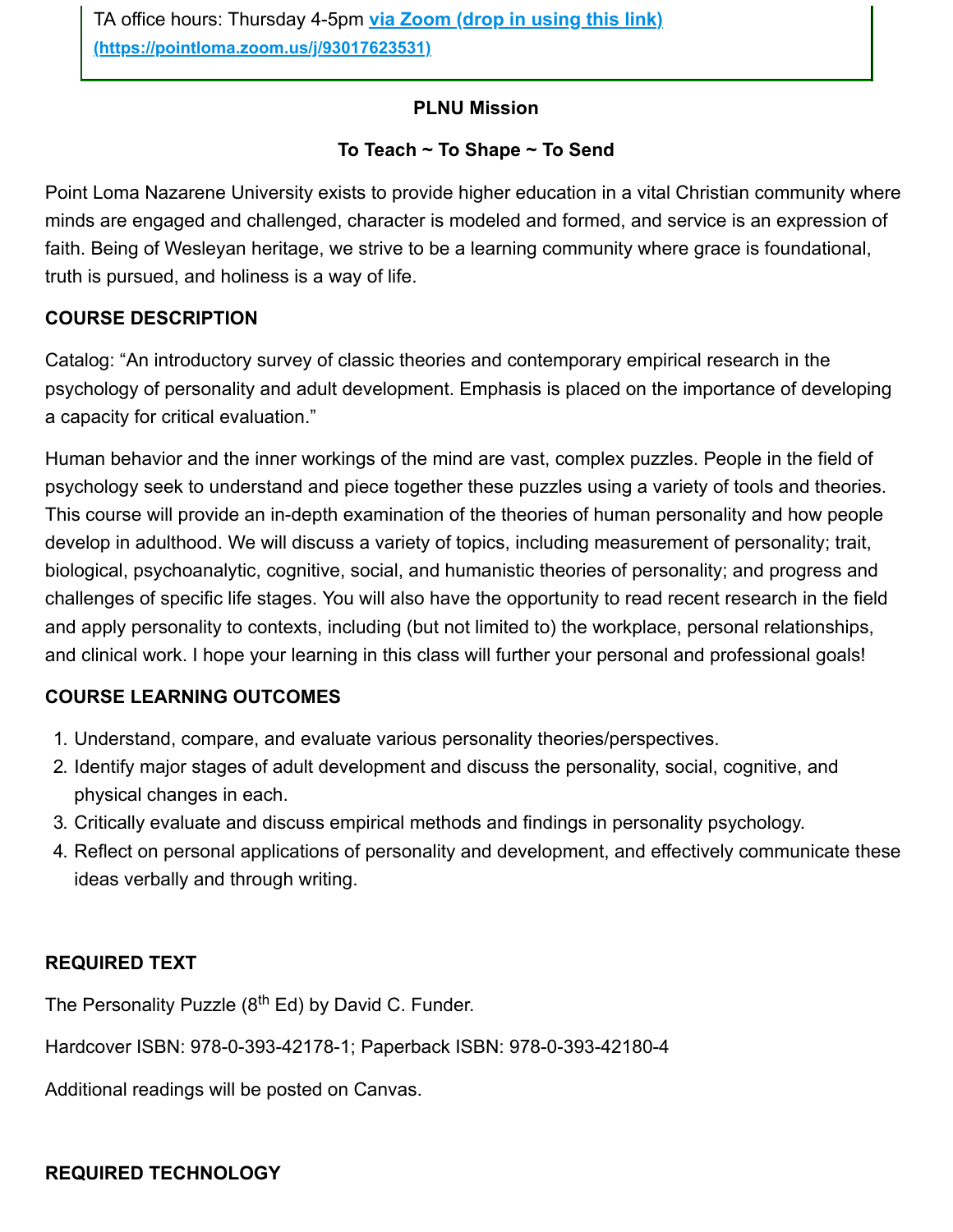TA office hours: Thursday 4-5pm **[via Zoom (drop in using this link)](https://pointloma.zoom.us/j/93017623531)** **(https://pointloma.zoom.us/j/93017623531)**

**PLNU Mission**

**To Teach ~ To Shape ~ To Send**

Point Loma Nazarene University exists to provide higher education in a vital Christian community where minds are engaged and challenged, character is modeled and formed, and service is an expression of faith. Being of Wesleyan heritage, we strive to be a learning community where grace is foundational, truth is pursued, and holiness is a way of life.

**COURSE DESCRIPTION**

Catalog: "An introductory survey of classic theories and contemporary empirical research in the psychology of personality and adult development. Emphasis is placed on the importance of developing a capacity for critical evaluation."

Human behavior and the inner workings of the mind are vast, complex puzzles. People in the field of psychology seek to understand and piece together these puzzles using a variety of tools and theories. This course will provide an in-depth examination of the theories of human personality and how people develop in adulthood. We will discuss a variety of topics, including measurement of personality; trait, biological, psychoanalytic, cognitive, social, and humanistic theories of personality; and progress and challenges of specific life stages. You will also have the opportunity to read recent research in the field and apply personality to contexts, including (but not limited to) the workplace, personal relationships, and clinical work. I hope your learning in this class will further your personal and professional goals!

**COURSE LEARNING OUTCOMES**

1. Understand, compare, and evaluate various personality theories/perspectives.
2. Identify major stages of adult development and discuss the personality, social, cognitive, and physical changes in each.
3. Critically evaluate and discuss empirical methods and findings in personality psychology.
4. Reflect on personal applications of personality and development, and effectively communicate these ideas verbally and through writing.

**REQUIRED TEXT**

The Personality Puzzle (8th Ed) by David C. Funder.

Hardcover ISBN: 978-0-393-42178-1; Paperback ISBN: 978-0-393-42180-4

Additional readings will be posted on Canvas.

**REQUIRED TECHNOLOGY**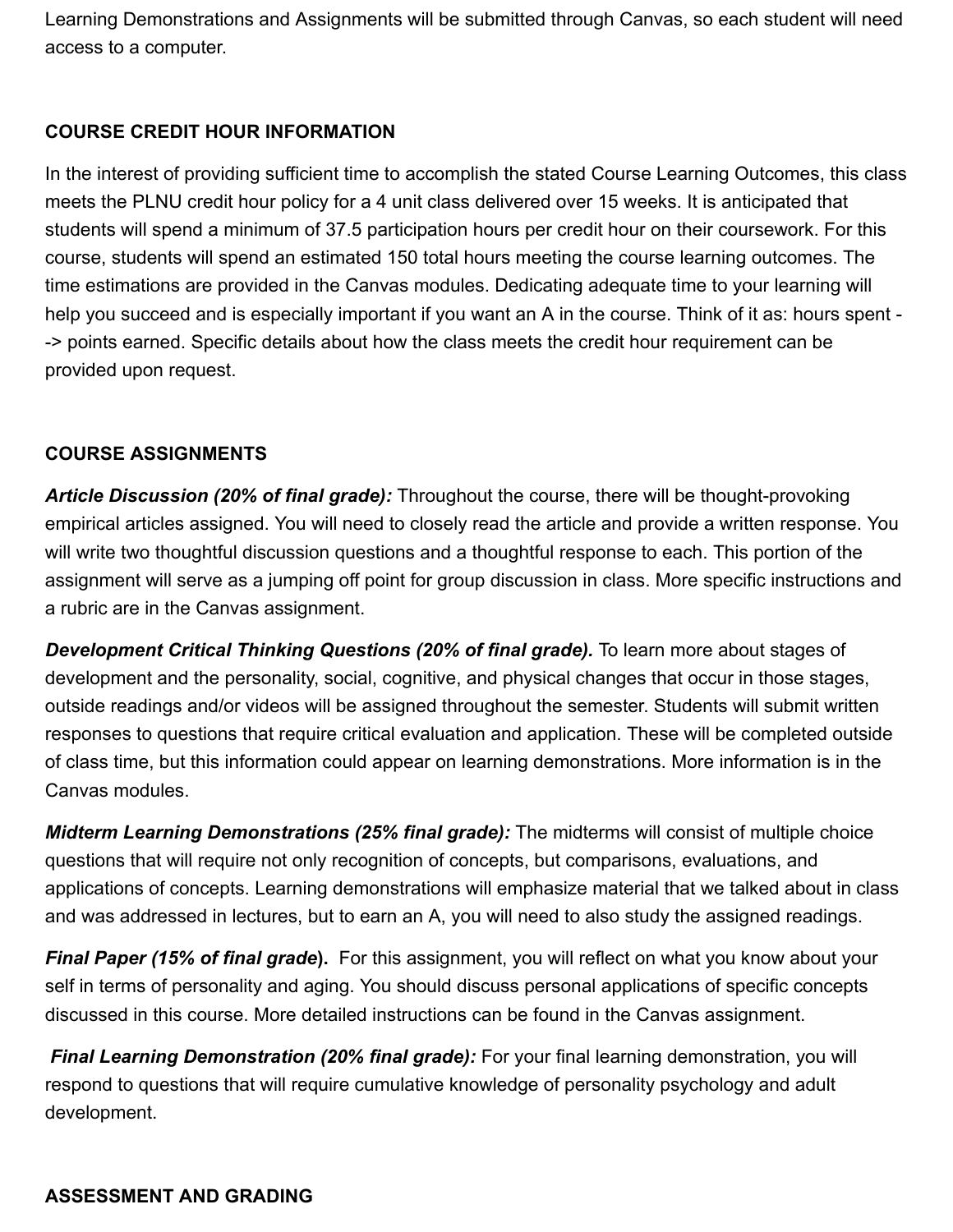Learning Demonstrations and Assignments will be submitted through Canvas, so each student will need access to a computer.

## COURSE CREDIT HOUR INFORMATION

In the interest of providing sufficient time to accomplish the stated Course Learning Outcomes, this class meets the PLNU credit hour policy for a 4 unit class delivered over 15 weeks. It is anticipated that students will spend a minimum of 37.5 participation hours per credit hour on their coursework. For this course, students will spend an estimated 150 total hours meeting the course learning outcomes. The time estimations are provided in the Canvas modules. Dedicating adequate time to your learning will help you succeed and is especially important if you want an A in the course. Think of it as: hours spent --> points earned. Specific details about how the class meets the credit hour requirement can be provided upon request.

## COURSE ASSIGNMENTS

***Article Discussion (20% of final grade):*** Throughout the course, there will be thought-provoking empirical articles assigned. You will need to closely read the article and provide a written response. You will write two thoughtful discussion questions and a thoughtful response to each. This portion of the assignment will serve as a jumping off point for group discussion in class. More specific instructions and a rubric are in the Canvas assignment.

***Development Critical Thinking Questions (20% of final grade).*** To learn more about stages of development and the personality, social, cognitive, and physical changes that occur in those stages, outside readings and/or videos will be assigned throughout the semester. Students will submit written responses to questions that require critical evaluation and application. These will be completed outside of class time, but this information could appear on learning demonstrations. More information is in the Canvas modules.

***Midterm Learning Demonstrations (25% final grade):*** The midterms will consist of multiple choice questions that will require not only recognition of concepts, but comparisons, evaluations, and applications of concepts. Learning demonstrations will emphasize material that we talked about in class and was addressed in lectures, but to earn an A, you will need to also study the assigned readings.

***Final Paper (15% of final grade).*** For this assignment, you will reflect on what you know about your self in terms of personality and aging. You should discuss personal applications of specific concepts discussed in this course. More detailed instructions can be found in the Canvas assignment.

***Final Learning Demonstration (20% final grade):*** For your final learning demonstration, you will respond to questions that will require cumulative knowledge of personality psychology and adult development.

## ASSESSMENT AND GRADING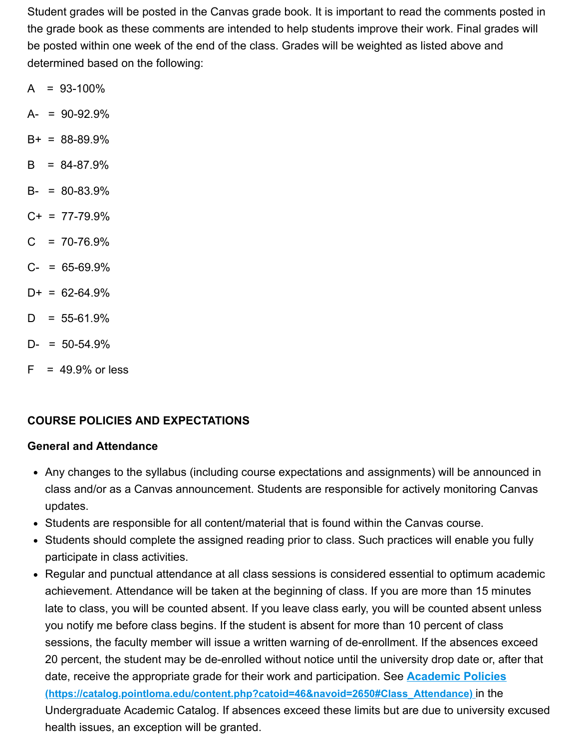Student grades will be posted in the Canvas grade book. It is important to read the comments posted in the grade book as these comments are intended to help students improve their work. Final grades will be posted within one week of the end of the class. Grades will be weighted as listed above and determined based on the following:

A = 93-100%

A- = 90-92.9%

B+ = 88-89.9%

B = 84-87.9%

B- = 80-83.9%

C+ = 77-79.9%

C = 70-76.9%

C- = 65-69.9%

D+ = 62-64.9%

D = 55-61.9%

D- = 50-54.9%

F = 49.9% or less

## COURSE POLICIES AND EXPECTATIONS

### General and Attendance

- Any changes to the syllabus (including course expectations and assignments) will be announced in class and/or as a Canvas announcement. Students are responsible for actively monitoring Canvas updates.
- Students are responsible for all content/material that is found within the Canvas course.
- Students should complete the assigned reading prior to class. Such practices will enable you fully participate in class activities.
- Regular and punctual attendance at all class sessions is considered essential to optimum academic achievement. Attendance will be taken at the beginning of class. If you are more than 15 minutes late to class, you will be counted absent. If you leave class early, you will be counted absent unless you notify me before class begins. If the student is absent for more than 10 percent of class sessions, the faculty member will issue a written warning of de-enrollment. If the absences exceed 20 percent, the student may be de-enrolled without notice until the university drop date or, after that date, receive the appropriate grade for their work and participation. See **Academic Policies (https://catalog.pointloma.edu/content.php?catoid=46&navoid=2650#Class_Attendance)** in the Undergraduate Academic Catalog. If absences exceed these limits but are due to university excused health issues, an exception will be granted.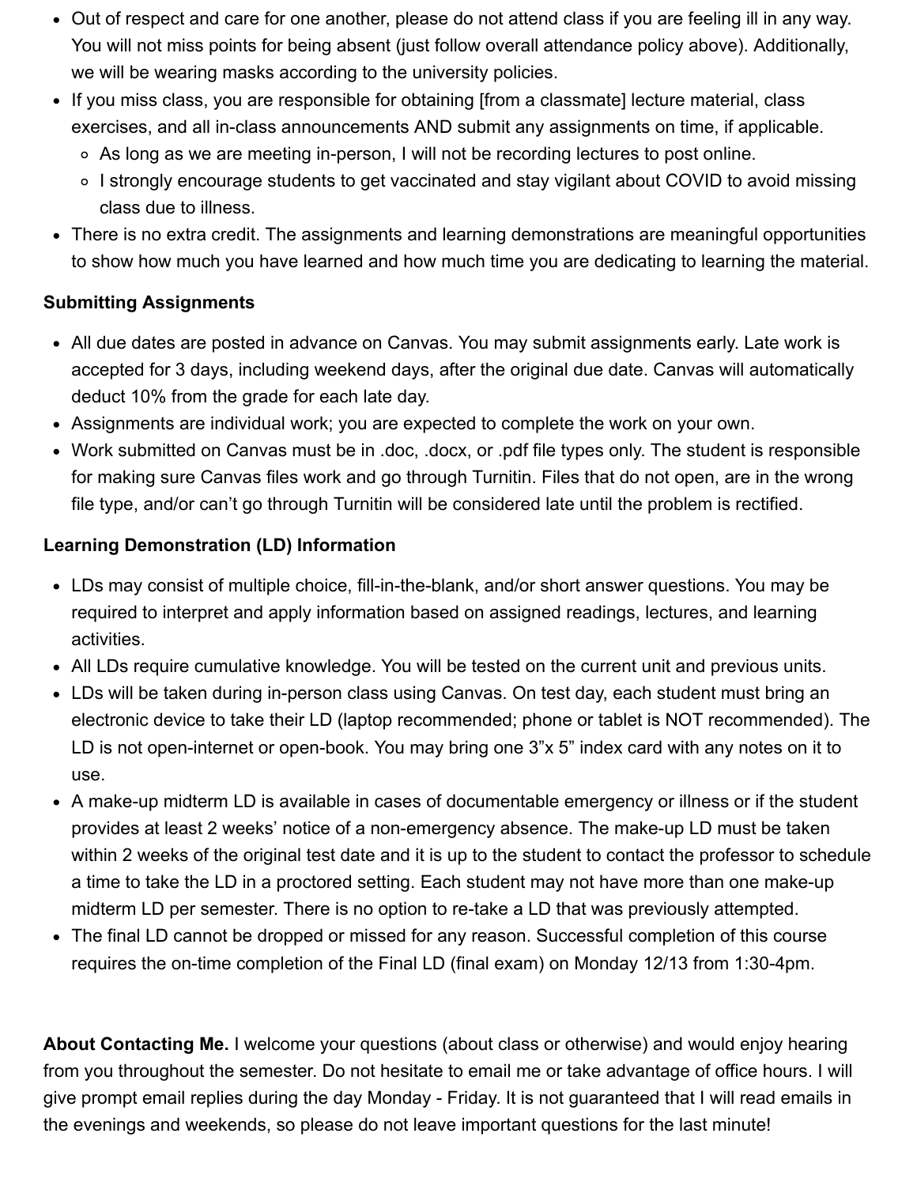- Out of respect and care for one another, please do not attend class if you are feeling ill in any way. You will not miss points for being absent (just follow overall attendance policy above). Additionally, we will be wearing masks according to the university policies.
- If you miss class, you are responsible for obtaining [from a classmate] lecture material, class exercises, and all in-class announcements AND submit any assignments on time, if applicable.
  - As long as we are meeting in-person, I will not be recording lectures to post online.
  - I strongly encourage students to get vaccinated and stay vigilant about COVID to avoid missing class due to illness.
- There is no extra credit. The assignments and learning demonstrations are meaningful opportunities to show how much you have learned and how much time you are dedicating to learning the material.

**Submitting Assignments**

- All due dates are posted in advance on Canvas. You may submit assignments early. Late work is accepted for 3 days, including weekend days, after the original due date. Canvas will automatically deduct 10% from the grade for each late day.
- Assignments are individual work; you are expected to complete the work on your own.
- Work submitted on Canvas must be in .doc, .docx, or .pdf file types only. The student is responsible for making sure Canvas files work and go through Turnitin. Files that do not open, are in the wrong file type, and/or can't go through Turnitin will be considered late until the problem is rectified.

**Learning Demonstration (LD) Information**

- LDs may consist of multiple choice, fill-in-the-blank, and/or short answer questions. You may be required to interpret and apply information based on assigned readings, lectures, and learning activities.
- All LDs require cumulative knowledge. You will be tested on the current unit and previous units.
- LDs will be taken during in-person class using Canvas. On test day, each student must bring an electronic device to take their LD (laptop recommended; phone or tablet is NOT recommended). The LD is not open-internet or open-book. You may bring one 3"x 5" index card with any notes on it to use.
- A make-up midterm LD is available in cases of documentable emergency or illness or if the student provides at least 2 weeks' notice of a non-emergency absence. The make-up LD must be taken within 2 weeks of the original test date and it is up to the student to contact the professor to schedule a time to take the LD in a proctored setting. Each student may not have more than one make-up midterm LD per semester. There is no option to re-take a LD that was previously attempted.
- The final LD cannot be dropped or missed for any reason. Successful completion of this course requires the on-time completion of the Final LD (final exam) on Monday 12/13 from 1:30-4pm.

**About Contacting Me.** I welcome your questions (about class or otherwise) and would enjoy hearing from you throughout the semester. Do not hesitate to email me or take advantage of office hours. I will give prompt email replies during the day Monday - Friday. It is not guaranteed that I will read emails in the evenings and weekends, so please do not leave important questions for the last minute!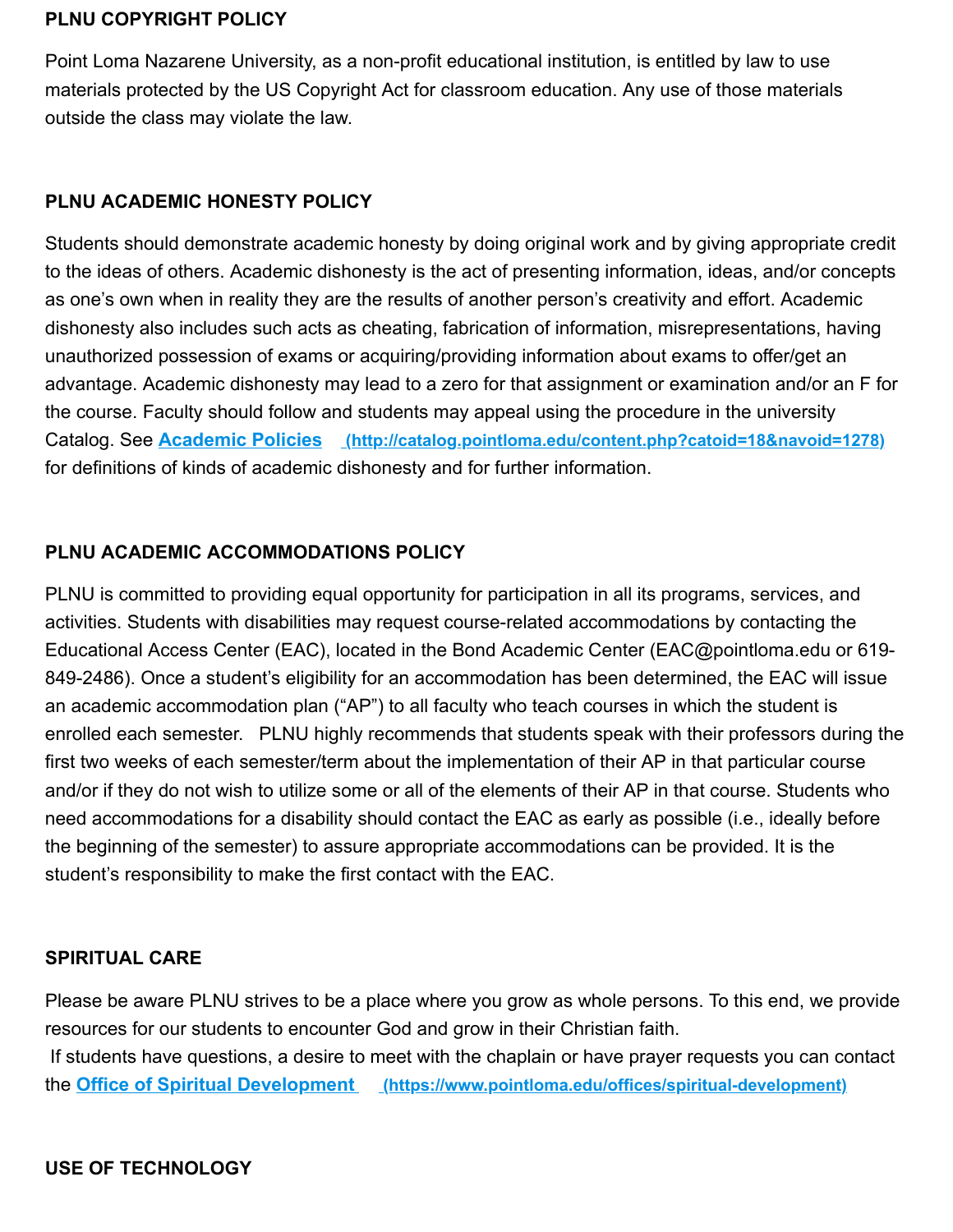**PLNU COPYRIGHT POLICY**

Point Loma Nazarene University, as a non-profit educational institution, is entitled by law to use materials protected by the US Copyright Act for classroom education. Any use of those materials outside the class may violate the law.

**PLNU ACADEMIC HONESTY POLICY**

Students should demonstrate academic honesty by doing original work and by giving appropriate credit to the ideas of others. Academic dishonesty is the act of presenting information, ideas, and/or concepts as one's own when in reality they are the results of another person's creativity and effort. Academic dishonesty also includes such acts as cheating, fabrication of information, misrepresentations, having unauthorized possession of exams or acquiring/providing information about exams to offer/get an advantage. Academic dishonesty may lead to a zero for that assignment or examination and/or an F for the course. Faculty should follow and students may appeal using the procedure in the university Catalog. See [Academic Policies](http://catalog.pointloma.edu/content.php?catoid=18&navoid=1278) (http://catalog.pointloma.edu/content.php?catoid=18&navoid=1278) for definitions of kinds of academic dishonesty and for further information.

**PLNU ACADEMIC ACCOMMODATIONS POLICY**

PLNU is committed to providing equal opportunity for participation in all its programs, services, and activities. Students with disabilities may request course-related accommodations by contacting the Educational Access Center (EAC), located in the Bond Academic Center (EAC@pointloma.edu or 619-849-2486). Once a student's eligibility for an accommodation has been determined, the EAC will issue an academic accommodation plan ("AP") to all faculty who teach courses in which the student is enrolled each semester. PLNU highly recommends that students speak with their professors during the first two weeks of each semester/term about the implementation of their AP in that particular course and/or if they do not wish to utilize some or all of the elements of their AP in that course. Students who need accommodations for a disability should contact the EAC as early as possible (i.e., ideally before the beginning of the semester) to assure appropriate accommodations can be provided. It is the student's responsibility to make the first contact with the EAC.

**SPIRITUAL CARE**

Please be aware PLNU strives to be a place where you grow as whole persons. To this end, we provide resources for our students to encounter God and grow in their Christian faith.
If students have questions, a desire to meet with the chaplain or have prayer requests you can contact the [Office of Spiritual Development](https://www.pointloma.edu/offices/spiritual-development) (https://www.pointloma.edu/offices/spiritual-development)

**USE OF TECHNOLOGY**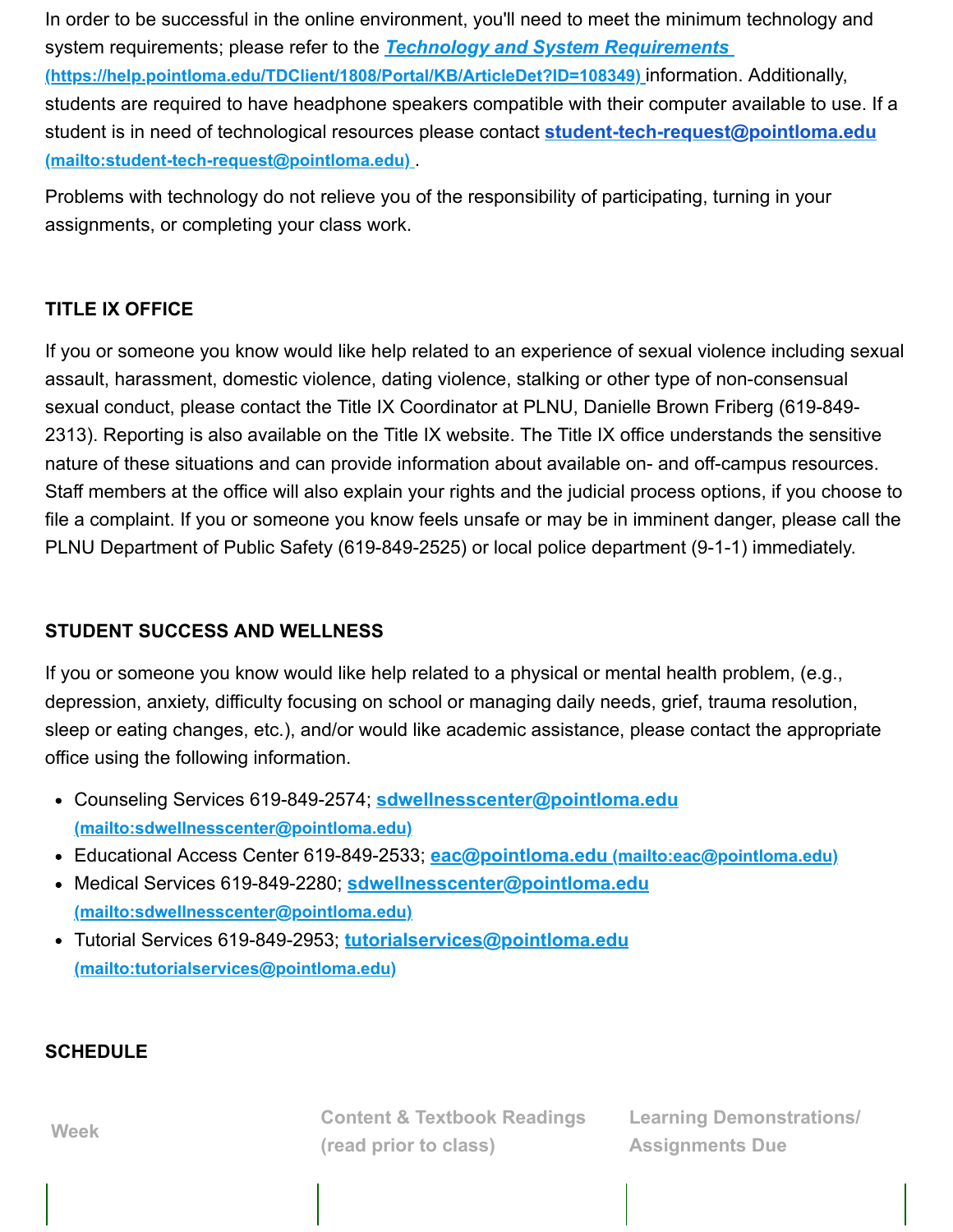In order to be successful in the online environment, you'll need to meet the minimum technology and system requirements; please refer to the ***Technology and System Requirements* (https://help.pointloma.edu/TDClient/1808/Portal/KB/ArticleDet?ID=108349)** information. Additionally, students are required to have headphone speakers compatible with their computer available to use. If a student is in need of technological resources please contact **student-tech-request@pointloma.edu (mailto:student-tech-request@pointloma.edu)**.

Problems with technology do not relieve you of the responsibility of participating, turning in your assignments, or completing your class work.

### TITLE IX OFFICE

If you or someone you know would like help related to an experience of sexual violence including sexual assault, harassment, domestic violence, dating violence, stalking or other type of non-consensual sexual conduct, please contact the Title IX Coordinator at PLNU, Danielle Brown Friberg (619-849-2313). Reporting is also available on the Title IX website. The Title IX office understands the sensitive nature of these situations and can provide information about available on- and off-campus resources. Staff members at the office will also explain your rights and the judicial process options, if you choose to file a complaint. If you or someone you know feels unsafe or may be in imminent danger, please call the PLNU Department of Public Safety (619-849-2525) or local police department (9-1-1) immediately.

### STUDENT SUCCESS AND WELLNESS

If you or someone you know would like help related to a physical or mental health problem, (e.g., depression, anxiety, difficulty focusing on school or managing daily needs, grief, trauma resolution, sleep or eating changes, etc.), and/or would like academic assistance, please contact the appropriate office using the following information.

- Counseling Services 619-849-2574; **sdwellnesscenter@pointloma.edu (mailto:sdwellnesscenter@pointloma.edu)**
- Educational Access Center 619-849-2533; **eac@pointloma.edu (mailto:eac@pointloma.edu)**
- Medical Services 619-849-2280; **sdwellnesscenter@pointloma.edu (mailto:sdwellnesscenter@pointloma.edu)**
- Tutorial Services 619-849-2953; **tutorialservices@pointloma.edu (mailto:tutorialservices@pointloma.edu)**

### SCHEDULE

| Week | Content & Textbook Readings (read prior to class) | Learning Demonstrations/ Assignments Due |
| --- | --- | --- |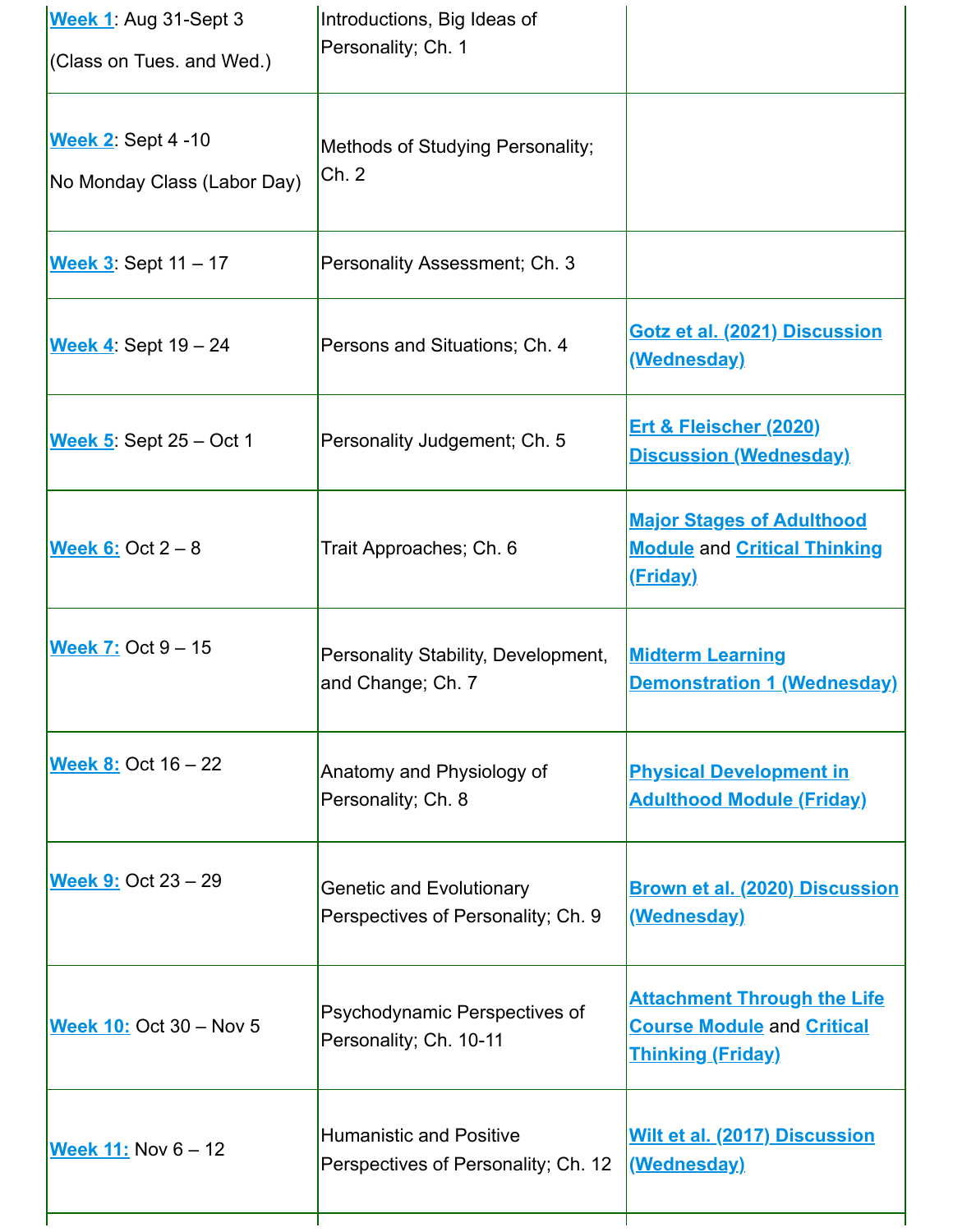| | | |
|---|---|---|
| **Week 1**: Aug 31-Sept 3 (Class on Tues. and Wed.) | Introductions, Big Ideas of Personality; Ch. 1 | |
| **Week 2**: Sept 4 -10 No Monday Class (Labor Day) | Methods of Studying Personality; Ch. 2 | |
| **Week 3**: Sept 11 – 17 | Personality Assessment; Ch. 3 | |
| **Week 4**: Sept 19 – 24 | Persons and Situations; Ch. 4 | **Gotz et al. (2021) Discussion (Wednesday)** |
| **Week 5**: Sept 25 – Oct 1 | Personality Judgement; Ch. 5 | **Ert & Fleischer (2020) Discussion (Wednesday)** |
| **Week 6:** Oct 2 – 8 | Trait Approaches; Ch. 6 | **Major Stages of Adulthood Module** and **Critical Thinking (Friday)** |
| **Week 7:** Oct 9 – 15 | Personality Stability, Development, and Change; Ch. 7 | **Midterm Learning Demonstration 1 (Wednesday)** |
| **Week 8:** Oct 16 – 22 | Anatomy and Physiology of Personality; Ch. 8 | **Physical Development in Adulthood Module (Friday)** |
| **Week 9:** Oct 23 – 29 | Genetic and Evolutionary Perspectives of Personality; Ch. 9 | **Brown et al. (2020) Discussion (Wednesday)** |
| **Week 10:** Oct 30 – Nov 5 | Psychodynamic Perspectives of Personality; Ch. 10-11 | **Attachment Through the Life Course Module** and **Critical Thinking (Friday)** |
| **Week 11:** Nov 6 – 12 | Humanistic and Positive Perspectives of Personality; Ch. 12 | **Wilt et al. (2017) Discussion (Wednesday)** |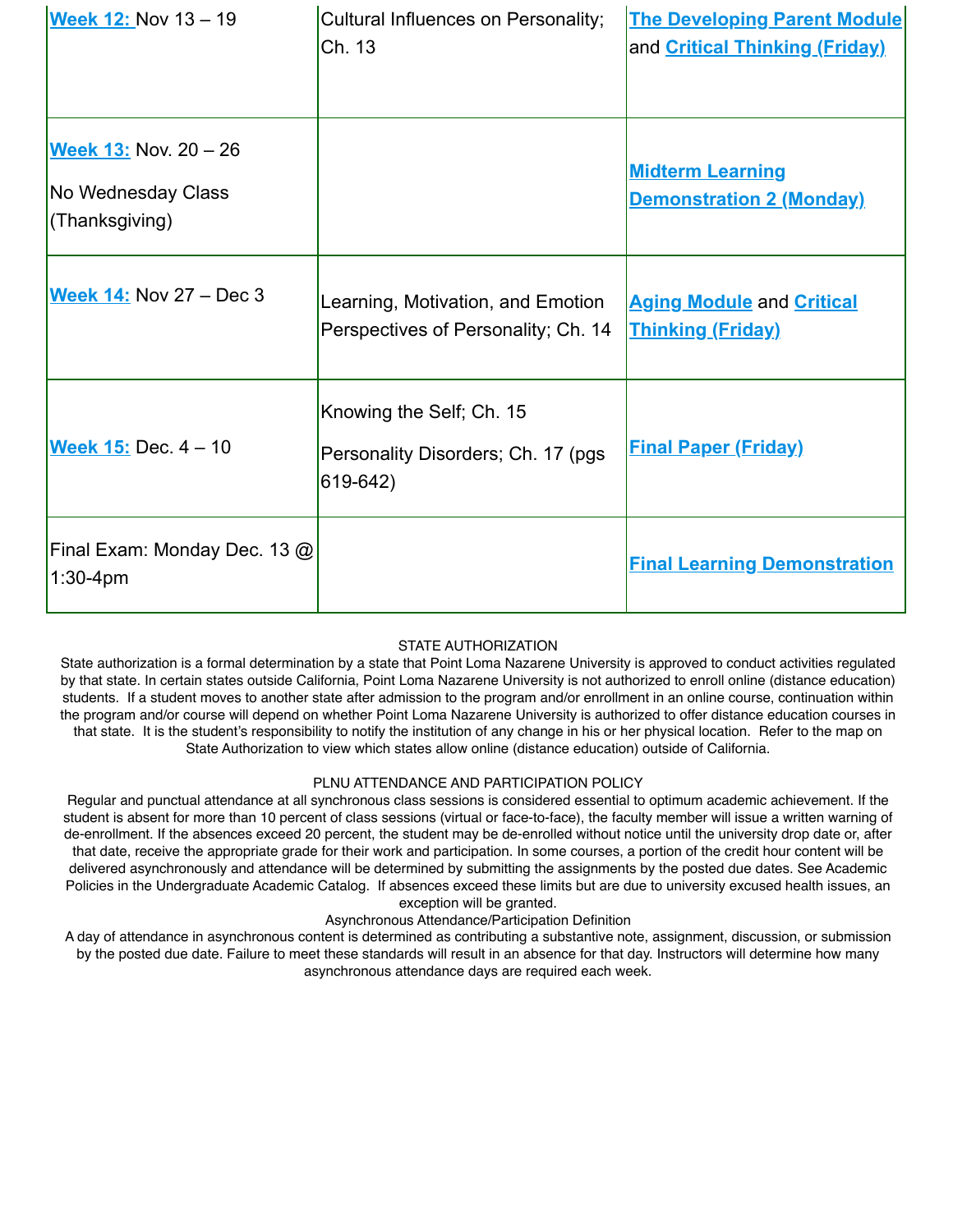| | | |
|---|---|---|
| **Week 12:** Nov 13 – 19 | Cultural Influences on Personality; Ch. 13 | **The Developing Parent Module** and **Critical Thinking (Friday)** |
| **Week 13:** Nov. 20 – 26<br><br>No Wednesday Class (Thanksgiving) | | **Midterm Learning Demonstration 2 (Monday)** |
| **Week 14:** Nov 27 – Dec 3 | Learning, Motivation, and Emotion Perspectives of Personality; Ch. 14 | **Aging Module** and **Critical Thinking (Friday)** |
| **Week 15:** Dec. 4 – 10 | Knowing the Self; Ch. 15<br><br>Personality Disorders; Ch. 17 (pgs 619-642) | **Final Paper (Friday)** |
| Final Exam: Monday Dec. 13 @ 1:30-4pm | | **Final Learning Demonstration** |

## STATE AUTHORIZATION

State authorization is a formal determination by a state that Point Loma Nazarene University is approved to conduct activities regulated by that state. In certain states outside California, Point Loma Nazarene University is not authorized to enroll online (distance education) students. If a student moves to another state after admission to the program and/or enrollment in an online course, continuation within the program and/or course will depend on whether Point Loma Nazarene University is authorized to offer distance education courses in that state. It is the student's responsibility to notify the institution of any change in his or her physical location. Refer to the map on State Authorization to view which states allow online (distance education) outside of California.

## PLNU ATTENDANCE AND PARTICIPATION POLICY

Regular and punctual attendance at all synchronous class sessions is considered essential to optimum academic achievement. If the student is absent for more than 10 percent of class sessions (virtual or face-to-face), the faculty member will issue a written warning of de-enrollment. If the absences exceed 20 percent, the student may be de-enrolled without notice until the university drop date or, after that date, receive the appropriate grade for their work and participation. In some courses, a portion of the credit hour content will be delivered asynchronously and attendance will be determined by submitting the assignments by the posted due dates. See Academic Policies in the Undergraduate Academic Catalog. If absences exceed these limits but are due to university excused health issues, an exception will be granted.

### Asynchronous Attendance/Participation Definition

A day of attendance in asynchronous content is determined as contributing a substantive note, assignment, discussion, or submission by the posted due date. Failure to meet these standards will result in an absence for that day. Instructors will determine how many asynchronous attendance days are required each week.